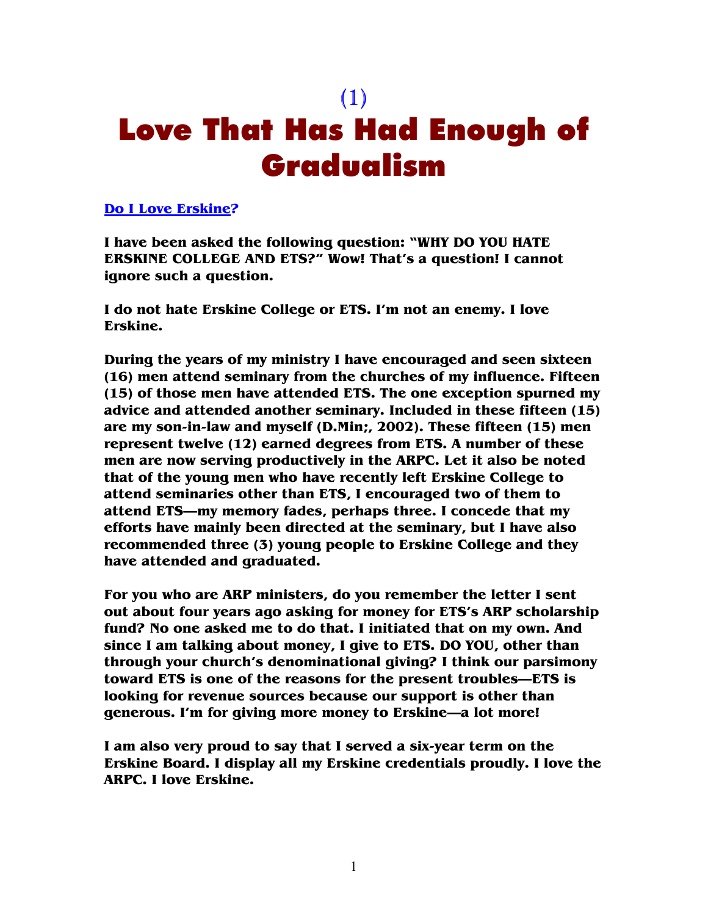(1)

# Love That Has Had Enough of Gradualism

**Do I Love Erskine?**

**I have been asked the following question: "WHY DO YOU HATE ERSKINE COLLEGE AND ETS?" Wow! That's a question! I cannot ignore such a question.**

**I do not hate Erskine College or ETS. I'm not an enemy. I love Erskine.**

**During the years of my ministry I have encouraged and seen sixteen (16) men attend seminary from the churches of my influence. Fifteen (15) of those men have attended ETS. The one exception spurned my advice and attended another seminary. Included in these fifteen (15) are my son-in-law and myself (D.Min;, 2002). These fifteen (15) men represent twelve (12) earned degrees from ETS. A number of these men are now serving productively in the ARPC. Let it also be noted that of the young men who have recently left Erskine College to attend seminaries other than ETS, I encouraged two of them to attend ETS—my memory fades, perhaps three. I concede that my efforts have mainly been directed at the seminary, but I have also recommended three (3) young people to Erskine College and they have attended and graduated.**

**For you who are ARP ministers, do you remember the letter I sent out about four years ago asking for money for ETS's ARP scholarship fund? No one asked me to do that. I initiated that on my own. And since I am talking about money, I give to ETS. DO YOU, other than through your church's denominational giving? I think our parsimony toward ETS is one of the reasons for the present troubles—ETS is looking for revenue sources because our support is other than generous. I'm for giving more money to Erskine—a lot more!**

**I am also very proud to say that I served a six-year term on the Erskine Board. I display all my Erskine credentials proudly. I love the ARPC. I love Erskine.**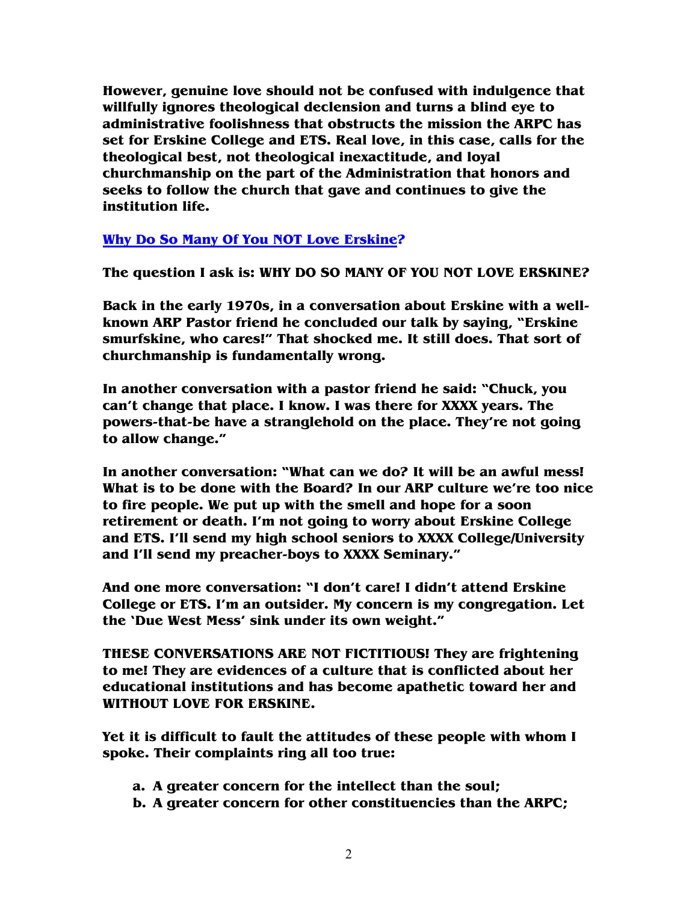**However, genuine love should not be confused with indulgence that willfully ignores theological declension and turns a blind eye to administrative foolishness that obstructs the mission the ARPC has set for Erskine College and ETS. Real love, in this case, calls for the theological best, not theological inexactitude, and loyal churchmanship on the part of the Administration that honors and seeks to follow the church that gave and continues to give the institution life.**

## Why Do So Many Of You NOT Love Erskine?

**The question I ask is: WHY DO SO MANY OF YOU NOT LOVE ERSKINE?**

**Back in the early 1970s, in a conversation about Erskine with a well-known ARP Pastor friend he concluded our talk by saying, "Erskine smurfskine, who cares!" That shocked me. It still does. That sort of churchmanship is fundamentally wrong.**

**In another conversation with a pastor friend he said: "Chuck, you can't change that place. I know. I was there for XXXX years. The powers-that-be have a stranglehold on the place. They're not going to allow change."**

**In another conversation: "What can we do? It will be an awful mess! What is to be done with the Board? In our ARP culture we're too nice to fire people. We put up with the smell and hope for a soon retirement or death. I'm not going to worry about Erskine College and ETS. I'll send my high school seniors to XXXX College/University and I'll send my preacher-boys to XXXX Seminary."**

**And one more conversation: "I don't care! I didn't attend Erskine College or ETS. I'm an outsider. My concern is my congregation. Let the 'Due West Mess' sink under its own weight."**

**THESE CONVERSATIONS ARE NOT FICTITIOUS! They are frightening to me! They are evidences of a culture that is conflicted about her educational institutions and has become apathetic toward her and WITHOUT LOVE FOR ERSKINE.**

**Yet it is difficult to fault the attitudes of these people with whom I spoke. Their complaints ring all too true:**

- **a. A greater concern for the intellect than the soul;**
- **b. A greater concern for other constituencies than the ARPC;**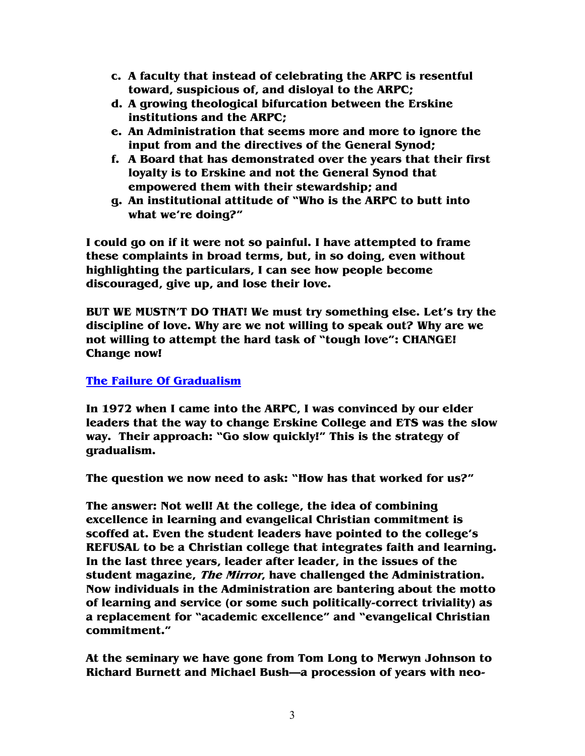c. **A faculty that instead of celebrating the ARPC is resentful toward, suspicious of, and disloyal to the ARPC;**
d. **A growing theological bifurcation between the Erskine institutions and the ARPC;**
e. **An Administration that seems more and more to ignore the input from and the directives of the General Synod;**
f. **A Board that has demonstrated over the years that their first loyalty is to Erskine and not the General Synod that empowered them with their stewardship; and**
g. **An institutional attitude of "Who is the ARPC to butt into what we're doing?"**

**I could go on if it were not so painful. I have attempted to frame these complaints in broad terms, but, in so doing, even without highlighting the particulars, I can see how people become discouraged, give up, and lose their love.**

**BUT WE MUSTN'T DO THAT! We must try something else. Let's try the discipline of love. Why are we not willing to speak out? Why are we not willing to attempt the hard task of "tough love": CHANGE! Change now!**

## The Failure Of Gradualism

**In 1972 when I came into the ARPC, I was convinced by our elder leaders that the way to change Erskine College and ETS was the slow way. Their approach: "Go slow quickly!" This is the strategy of gradualism.**

**The question we now need to ask: "How has that worked for us?"**

**The answer: Not well! At the college, the idea of combining excellence in learning and evangelical Christian commitment is scoffed at. Even the student leaders have pointed to the college's REFUSAL to be a Christian college that integrates faith and learning. In the last three years, leader after leader, in the issues of the student magazine, *The Mirror*, have challenged the Administration. Now individuals in the Administration are bantering about the motto of learning and service (or some such politically-correct triviality) as a replacement for "academic excellence" and "evangelical Christian commitment."**

**At the seminary we have gone from Tom Long to Merwyn Johnson to Richard Burnett and Michael Bush—a procession of years with neo-**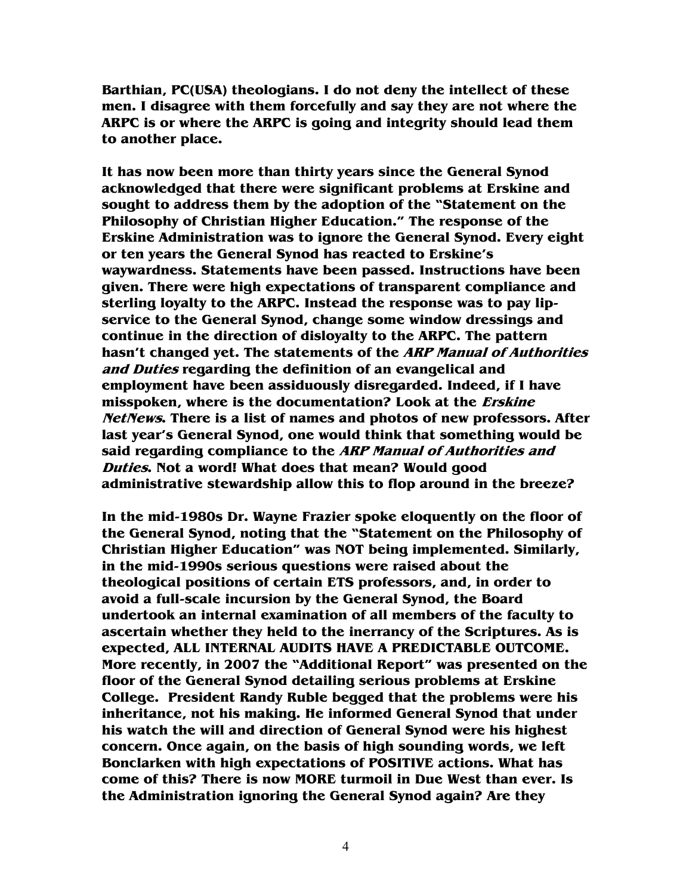**Barthian, PC(USA) theologians. I do not deny the intellect of these men. I disagree with them forcefully and say they are not where the ARPC is or where the ARPC is going and integrity should lead them to another place.**

**It has now been more than thirty years since the General Synod acknowledged that there were significant problems at Erskine and sought to address them by the adoption of the "Statement on the Philosophy of Christian Higher Education." The response of the Erskine Administration was to ignore the General Synod. Every eight or ten years the General Synod has reacted to Erskine's waywardness. Statements have been passed. Instructions have been given. There were high expectations of transparent compliance and sterling loyalty to the ARPC. Instead the response was to pay lip-service to the General Synod, change some window dressings and continue in the direction of disloyalty to the ARPC. The pattern hasn't changed yet. The statements of the *ARP Manual of Authorities and Duties* regarding the definition of an evangelical and employment have been assiduously disregarded. Indeed, if I have misspoken, where is the documentation? Look at the *Erskine NetNews*. There is a list of names and photos of new professors. After last year's General Synod, one would think that something would be said regarding compliance to the *ARP Manual of Authorities and Duties*. Not a word! What does that mean? Would good administrative stewardship allow this to flop around in the breeze?**

**In the mid-1980s Dr. Wayne Frazier spoke eloquently on the floor of the General Synod, noting that the "Statement on the Philosophy of Christian Higher Education" was NOT being implemented. Similarly, in the mid-1990s serious questions were raised about the theological positions of certain ETS professors, and, in order to avoid a full-scale incursion by the General Synod, the Board undertook an internal examination of all members of the faculty to ascertain whether they held to the inerrancy of the Scriptures. As is expected, ALL INTERNAL AUDITS HAVE A PREDICTABLE OUTCOME. More recently, in 2007 the "Additional Report" was presented on the floor of the General Synod detailing serious problems at Erskine College. President Randy Ruble begged that the problems were his inheritance, not his making. He informed General Synod that under his watch the will and direction of General Synod were his highest concern. Once again, on the basis of high sounding words, we left Bonclarken with high expectations of POSITIVE actions. What has come of this? There is now MORE turmoil in Due West than ever. Is the Administration ignoring the General Synod again? Are they**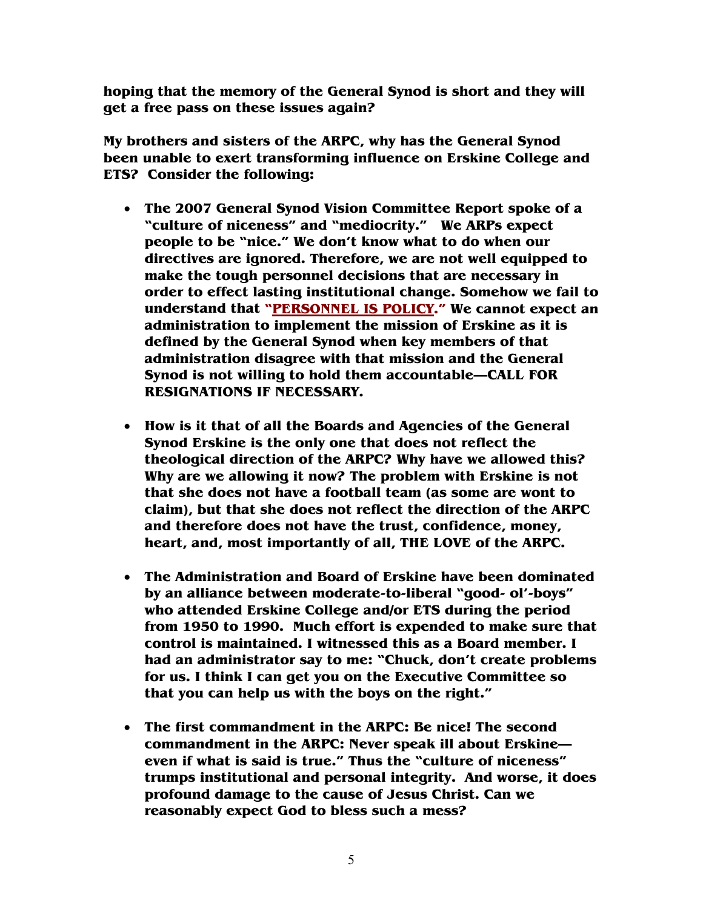**hoping that the memory of the General Synod is short and they will get a free pass on these issues again?**

**My brothers and sisters of the ARPC, why has the General Synod been unable to exert transforming influence on Erskine College and ETS? Consider the following:**

- **The 2007 General Synod Vision Committee Report spoke of a "culture of niceness" and "mediocrity." We ARPs expect people to be "nice." We don't know what to do when our directives are ignored. Therefore, we are not well equipped to make the tough personnel decisions that are necessary in order to effect lasting institutional change. Somehow we fail to understand that "PERSONNEL IS POLICY." We cannot expect an administration to implement the mission of Erskine as it is defined by the General Synod when key members of that administration disagree with that mission and the General Synod is not willing to hold them accountable—CALL FOR RESIGNATIONS IF NECESSARY.**

- **How is it that of all the Boards and Agencies of the General Synod Erskine is the only one that does not reflect the theological direction of the ARPC? Why have we allowed this? Why are we allowing it now? The problem with Erskine is not that she does not have a football team (as some are wont to claim), but that she does not reflect the direction of the ARPC and therefore does not have the trust, confidence, money, heart, and, most importantly of all, THE LOVE of the ARPC.**

- **The Administration and Board of Erskine have been dominated by an alliance between moderate-to-liberal "good- ol'-boys" who attended Erskine College and/or ETS during the period from 1950 to 1990. Much effort is expended to make sure that control is maintained. I witnessed this as a Board member. I had an administrator say to me: "Chuck, don't create problems for us. I think I can get you on the Executive Committee so that you can help us with the boys on the right."**

- **The first commandment in the ARPC: Be nice! The second commandment in the ARPC: Never speak ill about Erskine—even if what is said is true." Thus the "culture of niceness" trumps institutional and personal integrity. And worse, it does profound damage to the cause of Jesus Christ. Can we reasonably expect God to bless such a mess?**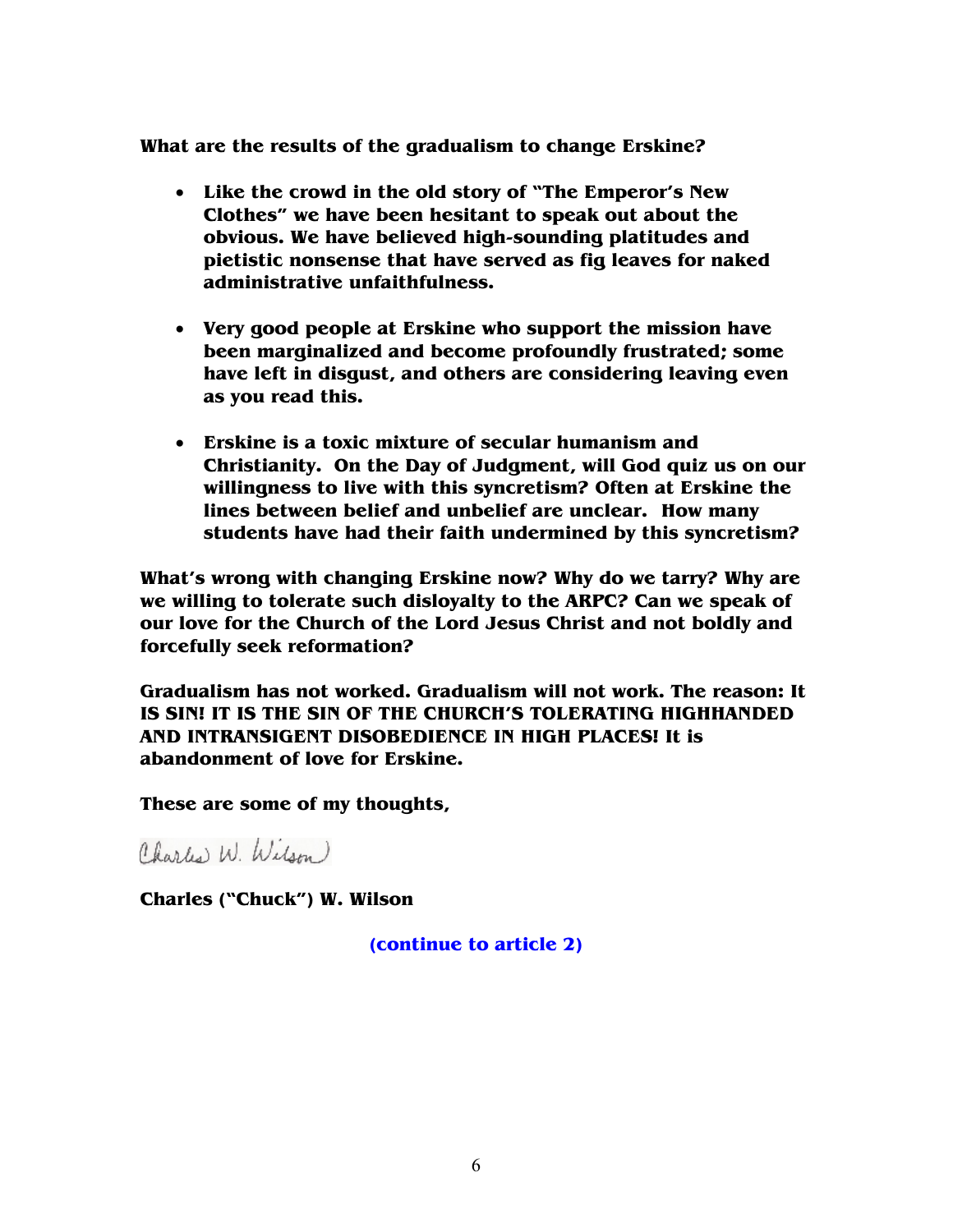**What are the results of the gradualism to change Erskine?**

- **Like the crowd in the old story of "The Emperor's New Clothes" we have been hesitant to speak out about the obvious. We have believed high-sounding platitudes and pietistic nonsense that have served as fig leaves for naked administrative unfaithfulness.**

- **Very good people at Erskine who support the mission have been marginalized and become profoundly frustrated; some have left in disgust, and others are considering leaving even as you read this.**

- **Erskine is a toxic mixture of secular humanism and Christianity. On the Day of Judgment, will God quiz us on our willingness to live with this syncretism? Often at Erskine the lines between belief and unbelief are unclear. How many students have had their faith undermined by this syncretism?**

**What's wrong with changing Erskine now? Why do we tarry? Why are we willing to tolerate such disloyalty to the ARPC? Can we speak of our love for the Church of the Lord Jesus Christ and not boldly and forcefully seek reformation?**

**Gradualism has not worked. Gradualism will not work. The reason: It IS SIN! IT IS THE SIN OF THE CHURCH'S TOLERATING HIGHHANDED AND INTRANSIGENT DISOBEDIENCE IN HIGH PLACES! It is abandonment of love for Erskine.**

**These are some of my thoughts,**

Charles W. Wilson

**Charles ("Chuck") W. Wilson**

**(continue to article 2)**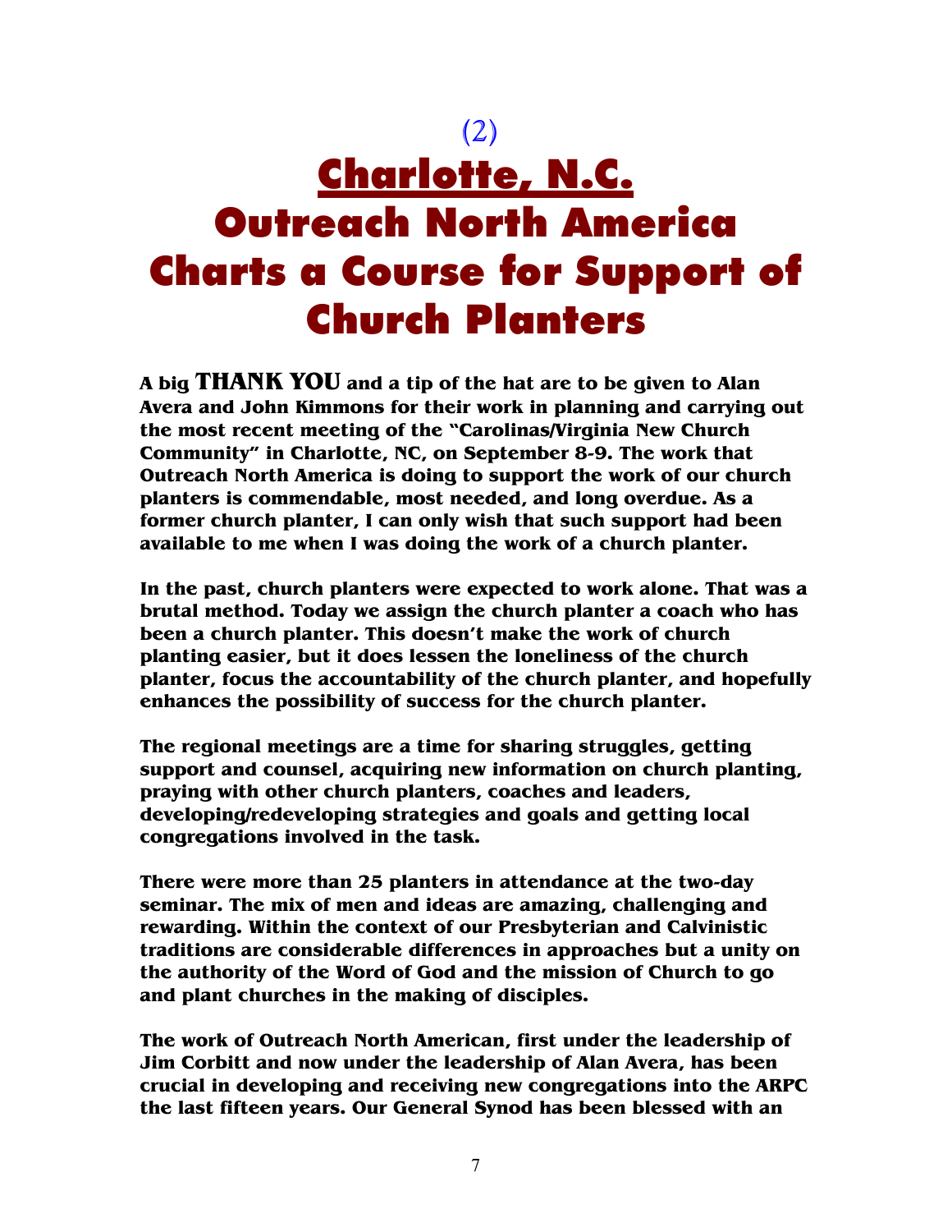(2)

# Charlotte, N.C.

# Outreach North America Charts a Course for Support of Church Planters

**A big THANK YOU and a tip of the hat are to be given to Alan Avera and John Kimmons for their work in planning and carrying out the most recent meeting of the "Carolinas/Virginia New Church Community" in Charlotte, NC, on September 8-9. The work that Outreach North America is doing to support the work of our church planters is commendable, most needed, and long overdue. As a former church planter, I can only wish that such support had been available to me when I was doing the work of a church planter.**

**In the past, church planters were expected to work alone. That was a brutal method. Today we assign the church planter a coach who has been a church planter. This doesn't make the work of church planting easier, but it does lessen the loneliness of the church planter, focus the accountability of the church planter, and hopefully enhances the possibility of success for the church planter.**

**The regional meetings are a time for sharing struggles, getting support and counsel, acquiring new information on church planting, praying with other church planters, coaches and leaders, developing/redeveloping strategies and goals and getting local congregations involved in the task.**

**There were more than 25 planters in attendance at the two-day seminar. The mix of men and ideas are amazing, challenging and rewarding. Within the context of our Presbyterian and Calvinistic traditions are considerable differences in approaches but a unity on the authority of the Word of God and the mission of Church to go and plant churches in the making of disciples.**

**The work of Outreach North American, first under the leadership of Jim Corbitt and now under the leadership of Alan Avera, has been crucial in developing and receiving new congregations into the ARPC the last fifteen years. Our General Synod has been blessed with an**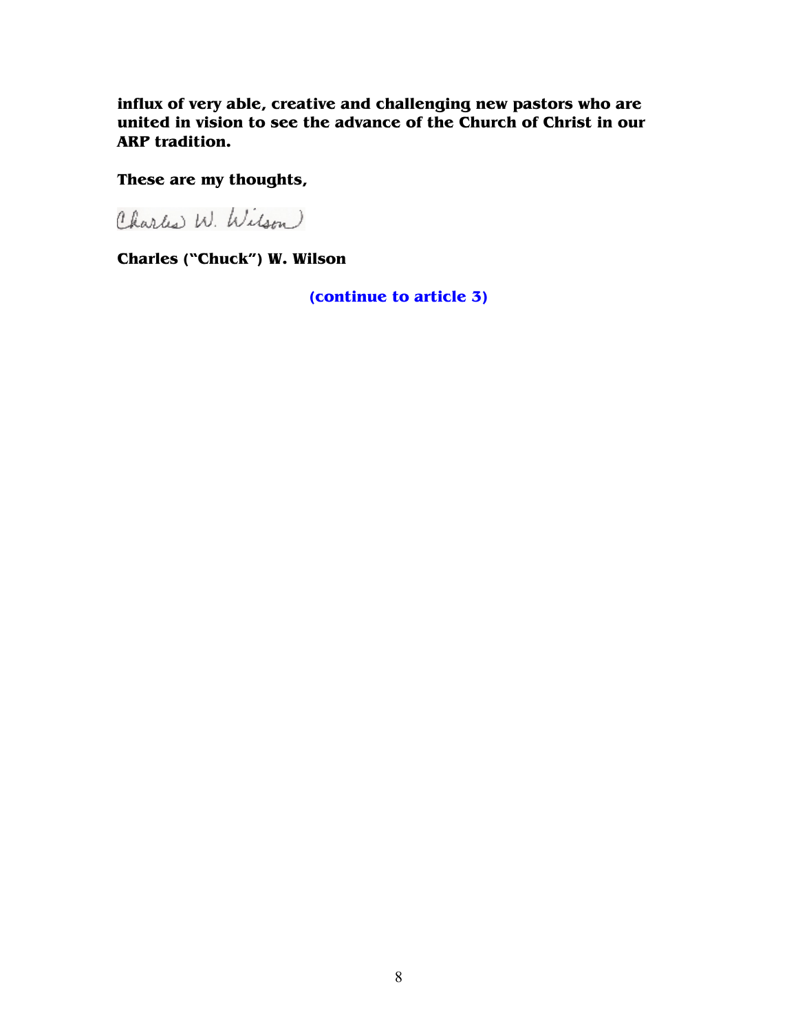**influx of very able, creative and challenging new pastors who are united in vision to see the advance of the Church of Christ in our ARP tradition.**

**These are my thoughts,**

Charles W. Wilson

**Charles ("Chuck") W. Wilson**

**(continue to article 3)**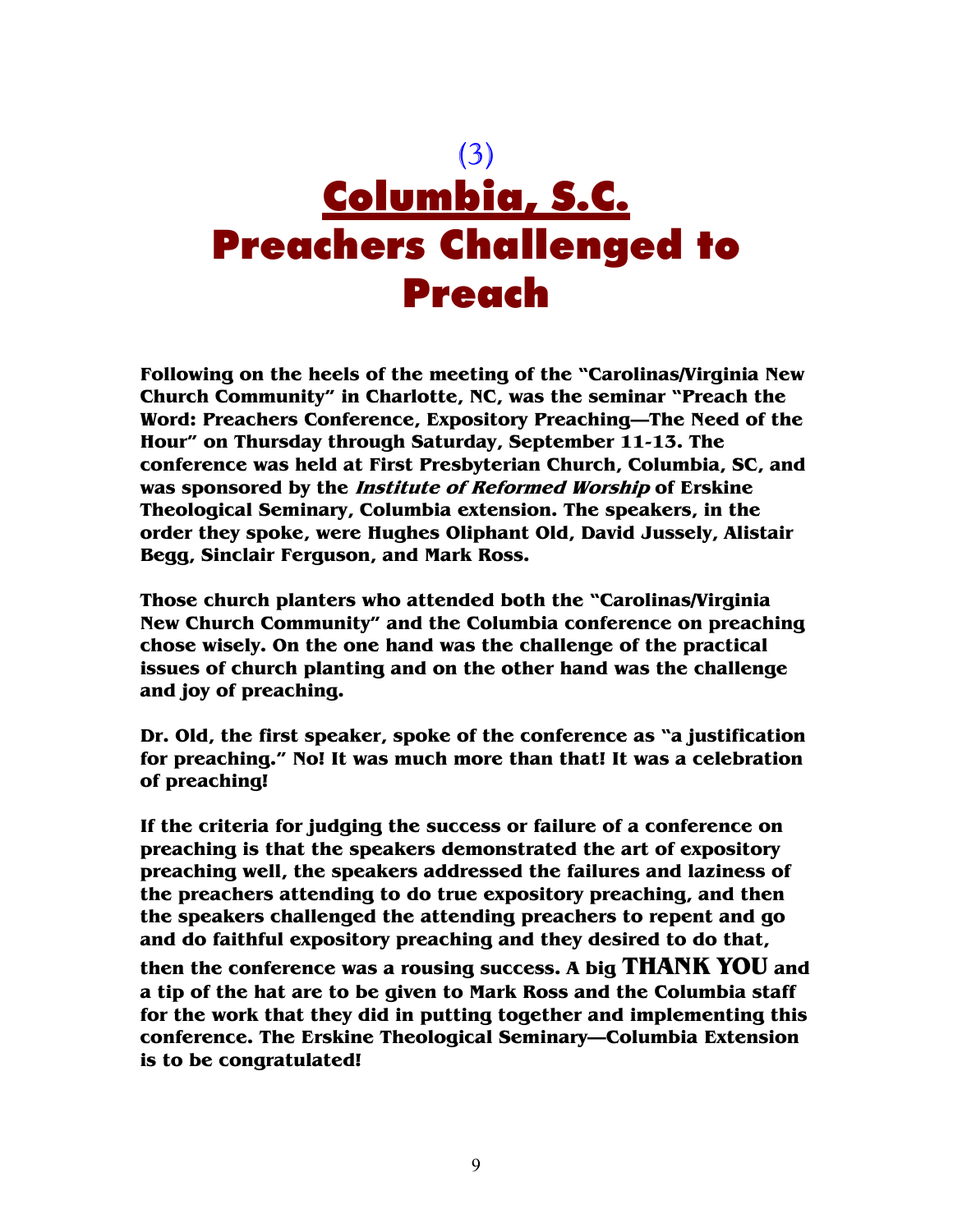(3)

# Columbia, S.C.
# Preachers Challenged to Preach

**Following on the heels of the meeting of the "Carolinas/Virginia New Church Community" in Charlotte, NC, was the seminar "Preach the Word: Preachers Conference, Expository Preaching—The Need of the Hour" on Thursday through Saturday, September 11-13. The conference was held at First Presbyterian Church, Columbia, SC, and was sponsored by the *Institute of Reformed Worship* of Erskine Theological Seminary, Columbia extension. The speakers, in the order they spoke, were Hughes Oliphant Old, David Jussely, Alistair Begg, Sinclair Ferguson, and Mark Ross.**

**Those church planters who attended both the "Carolinas/Virginia New Church Community" and the Columbia conference on preaching chose wisely. On the one hand was the challenge of the practical issues of church planting and on the other hand was the challenge and joy of preaching.**

**Dr. Old, the first speaker, spoke of the conference as "a justification for preaching." No! It was much more than that! It was a celebration of preaching!**

**If the criteria for judging the success or failure of a conference on preaching is that the speakers demonstrated the art of expository preaching well, the speakers addressed the failures and laziness of the preachers attending to do true expository preaching, and then the speakers challenged the attending preachers to repent and go and do faithful expository preaching and they desired to do that, then the conference was a rousing success. A big THANK YOU and a tip of the hat are to be given to Mark Ross and the Columbia staff for the work that they did in putting together and implementing this conference. The Erskine Theological Seminary—Columbia Extension is to be congratulated!**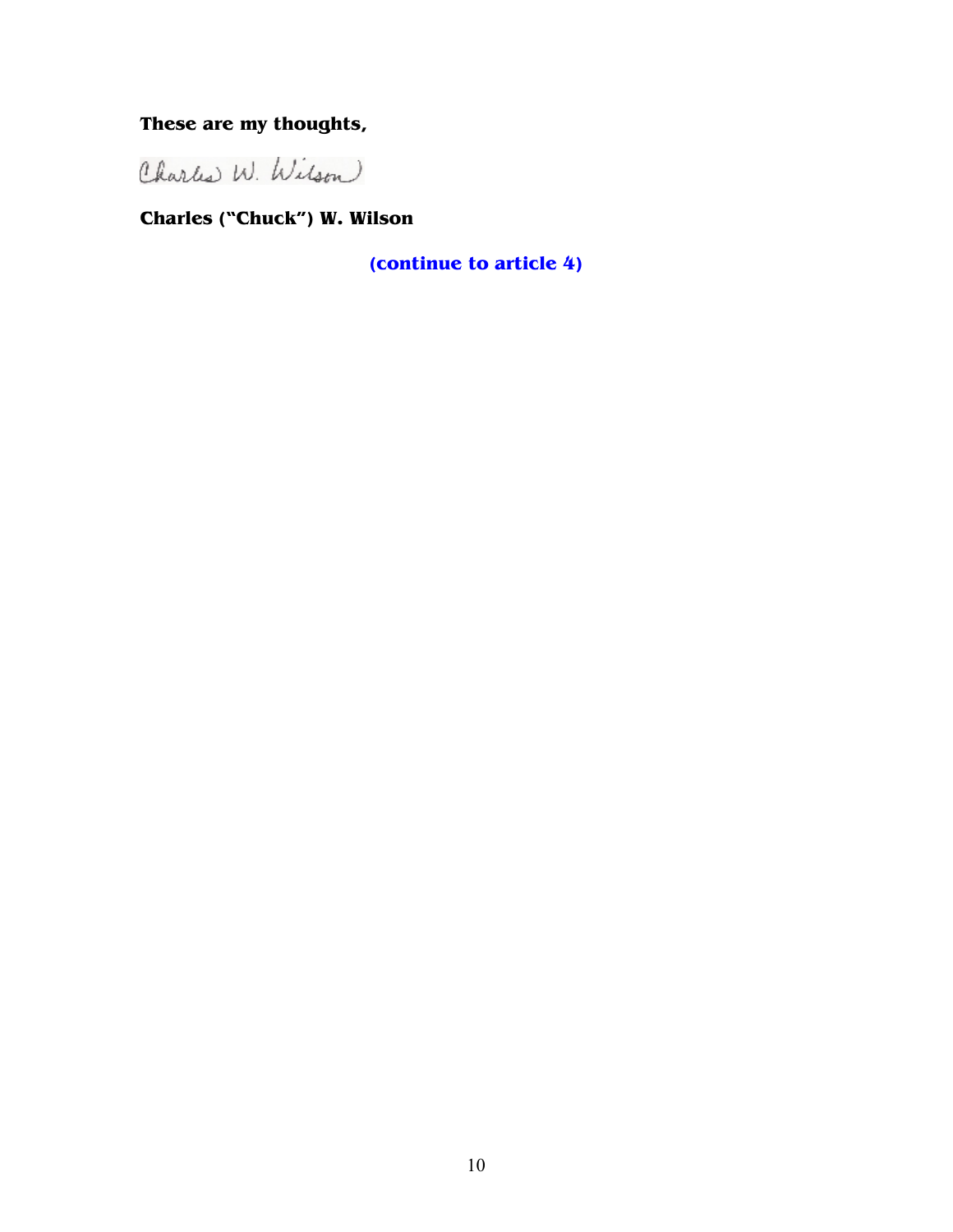**These are my thoughts,**

Charles W. Wilson

**Charles ("Chuck") W. Wilson**

**(continue to article 4)**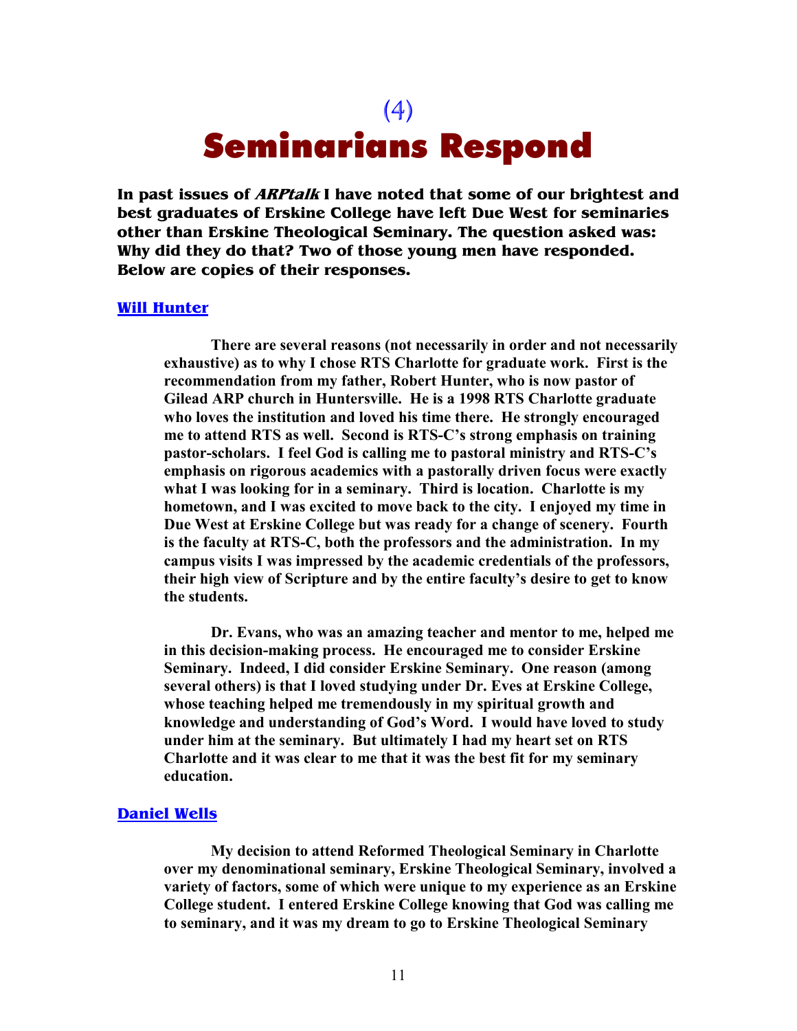(4)

# Seminarians Respond

**In past issues of *ARPtalk* I have noted that some of our brightest and best graduates of Erskine College have left Due West for seminaries other than Erskine Theological Seminary. The question asked was: Why did they do that? Two of those young men have responded. Below are copies of their responses.**

## Will Hunter

**There are several reasons (not necessarily in order and not necessarily exhaustive) as to why I chose RTS Charlotte for graduate work. First is the recommendation from my father, Robert Hunter, who is now pastor of Gilead ARP church in Huntersville. He is a 1998 RTS Charlotte graduate who loves the institution and loved his time there. He strongly encouraged me to attend RTS as well. Second is RTS-C's strong emphasis on training pastor-scholars. I feel God is calling me to pastoral ministry and RTS-C's emphasis on rigorous academics with a pastorally driven focus were exactly what I was looking for in a seminary. Third is location. Charlotte is my hometown, and I was excited to move back to the city. I enjoyed my time in Due West at Erskine College but was ready for a change of scenery. Fourth is the faculty at RTS-C, both the professors and the administration. In my campus visits I was impressed by the academic credentials of the professors, their high view of Scripture and by the entire faculty's desire to get to know the students.**

**Dr. Evans, who was an amazing teacher and mentor to me, helped me in this decision-making process. He encouraged me to consider Erskine Seminary. Indeed, I did consider Erskine Seminary. One reason (among several others) is that I loved studying under Dr. Eves at Erskine College, whose teaching helped me tremendously in my spiritual growth and knowledge and understanding of God's Word. I would have loved to study under him at the seminary. But ultimately I had my heart set on RTS Charlotte and it was clear to me that it was the best fit for my seminary education.**

## Daniel Wells

**My decision to attend Reformed Theological Seminary in Charlotte over my denominational seminary, Erskine Theological Seminary, involved a variety of factors, some of which were unique to my experience as an Erskine College student. I entered Erskine College knowing that God was calling me to seminary, and it was my dream to go to Erskine Theological Seminary**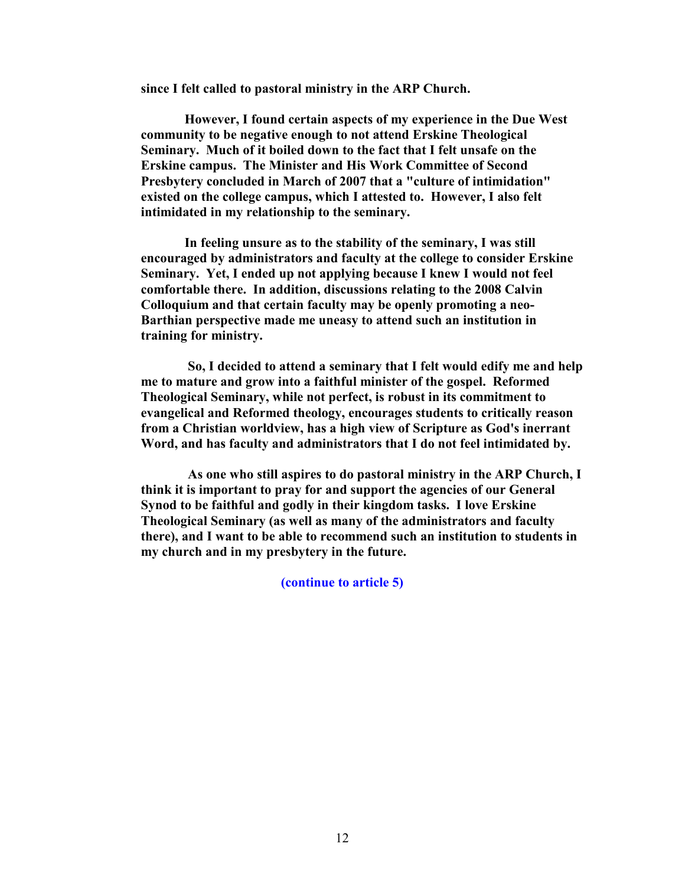**since I felt called to pastoral ministry in the ARP Church.**

**However, I found certain aspects of my experience in the Due West community to be negative enough to not attend Erskine Theological Seminary. Much of it boiled down to the fact that I felt unsafe on the Erskine campus. The Minister and His Work Committee of Second Presbytery concluded in March of 2007 that a "culture of intimidation" existed on the college campus, which I attested to. However, I also felt intimidated in my relationship to the seminary.**

**In feeling unsure as to the stability of the seminary, I was still encouraged by administrators and faculty at the college to consider Erskine Seminary. Yet, I ended up not applying because I knew I would not feel comfortable there. In addition, discussions relating to the 2008 Calvin Colloquium and that certain faculty may be openly promoting a neo-Barthian perspective made me uneasy to attend such an institution in training for ministry.**

**So, I decided to attend a seminary that I felt would edify me and help me to mature and grow into a faithful minister of the gospel. Reformed Theological Seminary, while not perfect, is robust in its commitment to evangelical and Reformed theology, encourages students to critically reason from a Christian worldview, has a high view of Scripture as God's inerrant Word, and has faculty and administrators that I do not feel intimidated by.**

**As one who still aspires to do pastoral ministry in the ARP Church, I think it is important to pray for and support the agencies of our General Synod to be faithful and godly in their kingdom tasks. I love Erskine Theological Seminary (as well as many of the administrators and faculty there), and I want to be able to recommend such an institution to students in my church and in my presbytery in the future.**

**(continue to article 5)**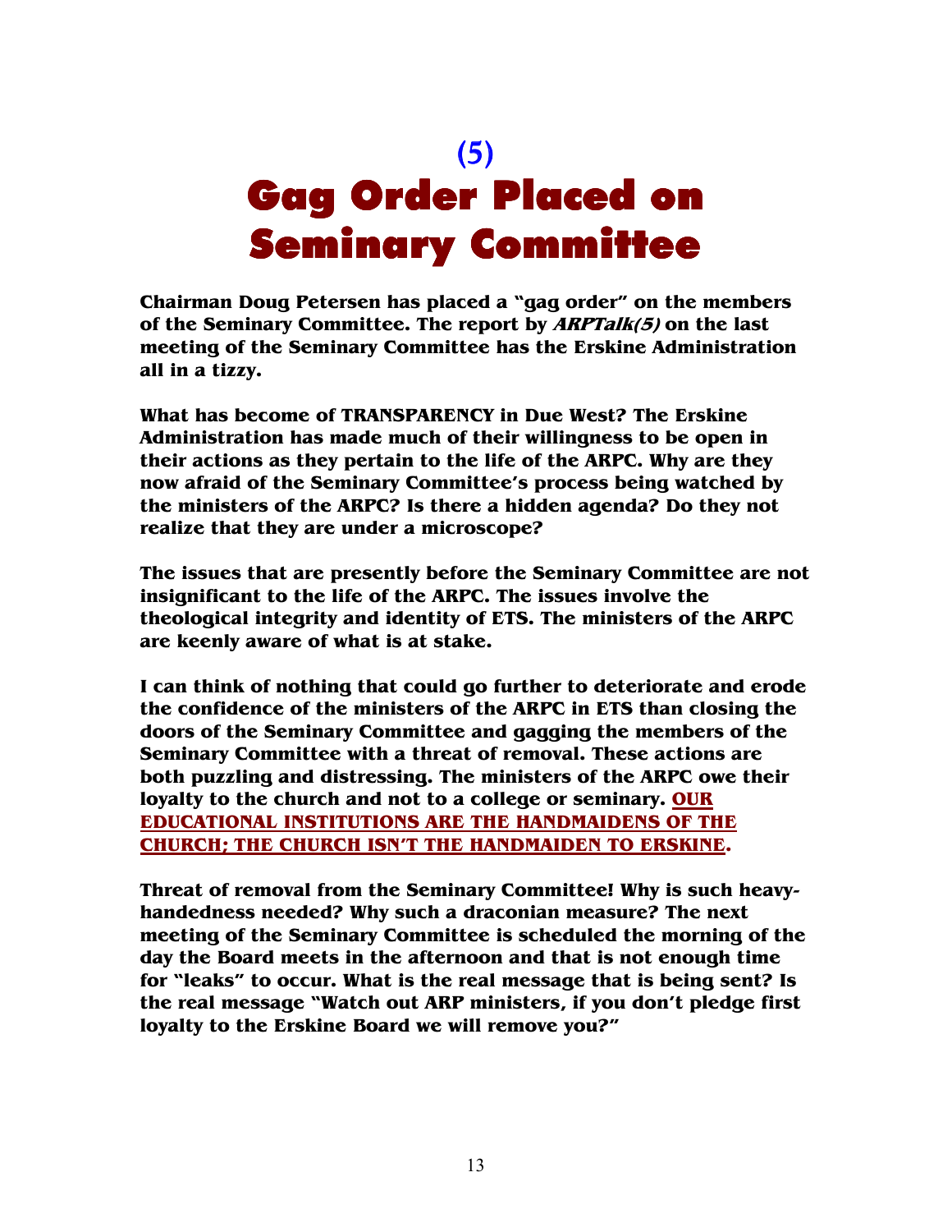# (5)
# Gag Order Placed on Seminary Committee

**Chairman Doug Petersen has placed a "gag order" on the members of the Seminary Committee. The report by *ARPTalk(5)* on the last meeting of the Seminary Committee has the Erskine Administration all in a tizzy.**

**What has become of TRANSPARENCY in Due West? The Erskine Administration has made much of their willingness to be open in their actions as they pertain to the life of the ARPC. Why are they now afraid of the Seminary Committee's process being watched by the ministers of the ARPC? Is there a hidden agenda? Do they not realize that they are under a microscope?**

**The issues that are presently before the Seminary Committee are not insignificant to the life of the ARPC. The issues involve the theological integrity and identity of ETS. The ministers of the ARPC are keenly aware of what is at stake.**

**I can think of nothing that could go further to deteriorate and erode the confidence of the ministers of the ARPC in ETS than closing the doors of the Seminary Committee and gagging the members of the Seminary Committee with a threat of removal. These actions are both puzzling and distressing. The ministers of the ARPC owe their loyalty to the church and not to a college or seminary. OUR EDUCATIONAL INSTITUTIONS ARE THE HANDMAIDENS OF THE CHURCH; THE CHURCH ISN'T THE HANDMAIDEN TO ERSKINE.**

**Threat of removal from the Seminary Committee! Why is such heavy-handedness needed? Why such a draconian measure? The next meeting of the Seminary Committee is scheduled the morning of the day the Board meets in the afternoon and that is not enough time for "leaks" to occur. What is the real message that is being sent? Is the real message "Watch out ARP ministers, if you don't pledge first loyalty to the Erskine Board we will remove you?"**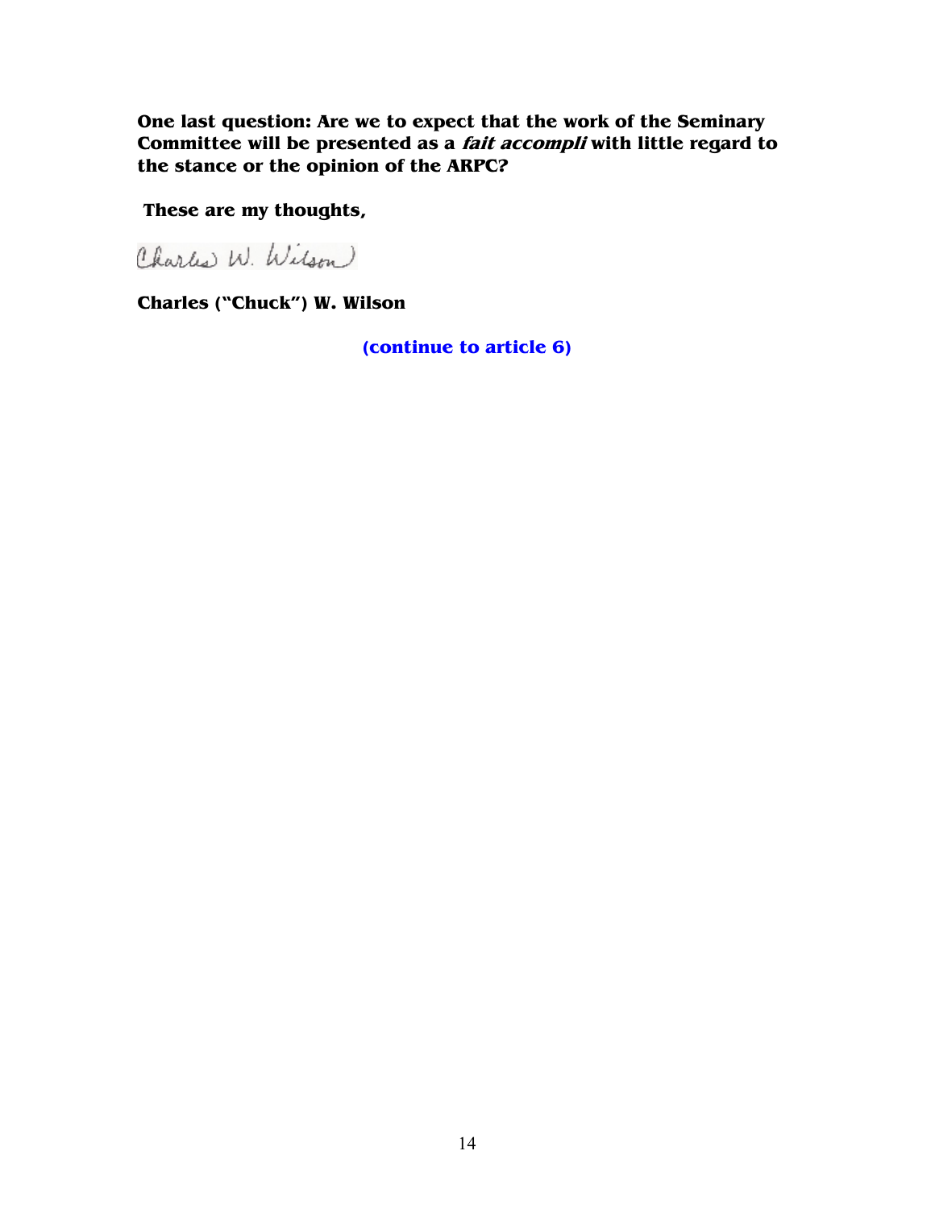**One last question: Are we to expect that the work of the Seminary Committee will be presented as a *fait accompli* with little regard to the stance or the opinion of the ARPC?**

**These are my thoughts,**

Charles W. Wilson

**Charles ("Chuck") W. Wilson**

**(continue to article 6)**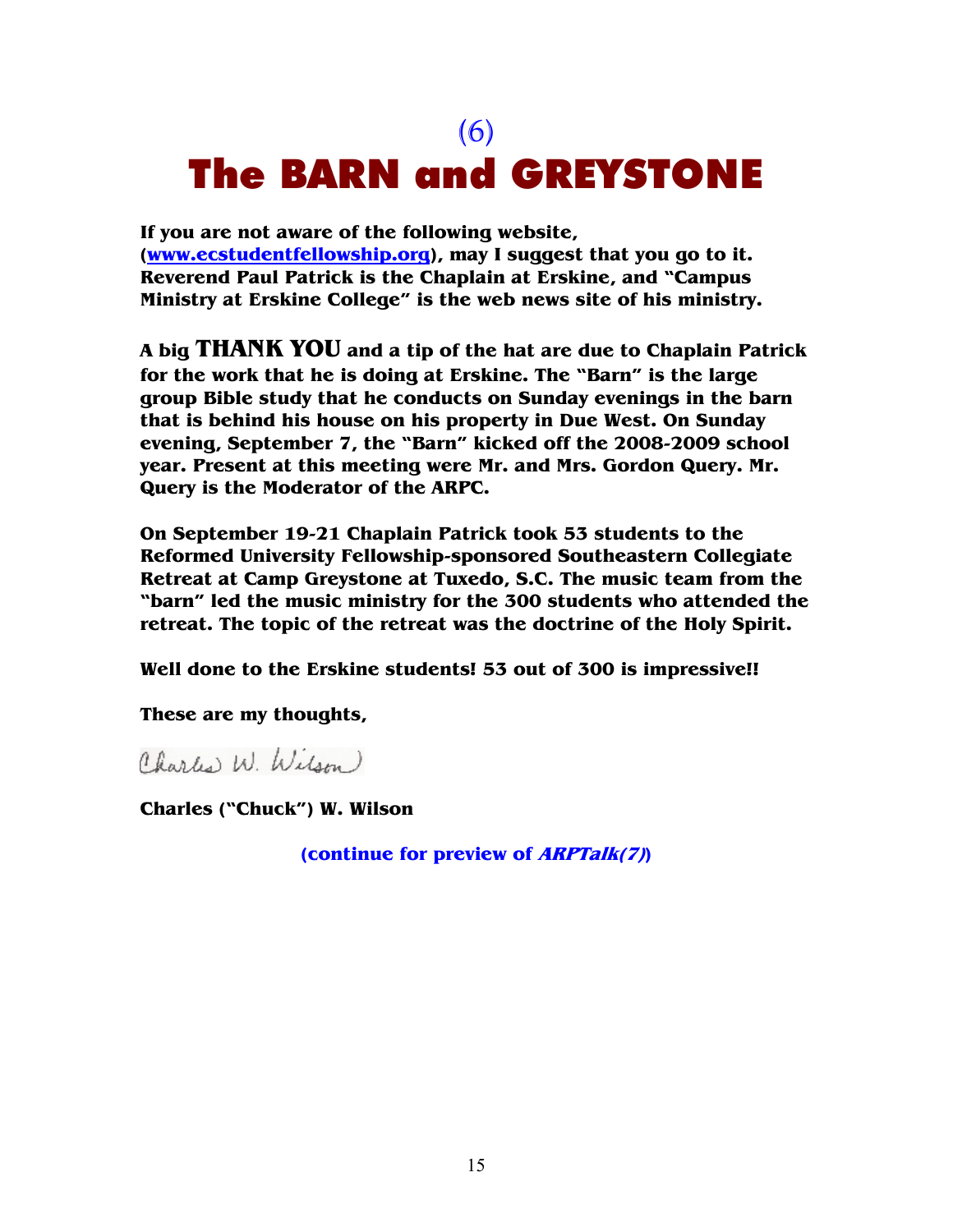# (6)
# The BARN and GREYSTONE

**If you are not aware of the following website, ([www.ecstudentfellowship.org](http://www.ecstudentfellowship.org)), may I suggest that you go to it. Reverend Paul Patrick is the Chaplain at Erskine, and "Campus Ministry at Erskine College" is the web news site of his ministry.**

**A big THANK YOU and a tip of the hat are due to Chaplain Patrick for the work that he is doing at Erskine. The "Barn" is the large group Bible study that he conducts on Sunday evenings in the barn that is behind his house on his property in Due West. On Sunday evening, September 7, the "Barn" kicked off the 2008-2009 school year. Present at this meeting were Mr. and Mrs. Gordon Query. Mr. Query is the Moderator of the ARPC.**

**On September 19-21 Chaplain Patrick took 53 students to the Reformed University Fellowship-sponsored Southeastern Collegiate Retreat at Camp Greystone at Tuxedo, S.C. The music team from the "barn" led the music ministry for the 300 students who attended the retreat. The topic of the retreat was the doctrine of the Holy Spirit.**

**Well done to the Erskine students! 53 out of 300 is impressive!!**

**These are my thoughts,**

Charles W. Wilson

**Charles ("Chuck") W. Wilson**

**(continue for preview of *ARPTalk(7)*)**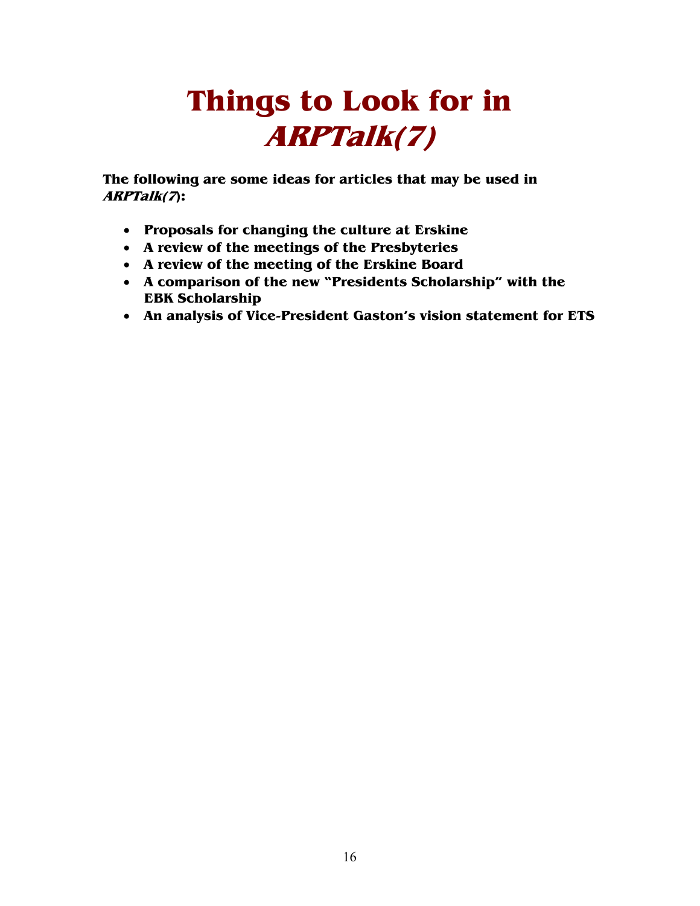# Things to Look for in *ARPTalk(7)*

**The following are some ideas for articles that may be used in *ARPTalk(7)*:**

- **Proposals for changing the culture at Erskine**
- **A review of the meetings of the Presbyteries**
- **A review of the meeting of the Erskine Board**
- **A comparison of the new "Presidents Scholarship" with the EBK Scholarship**
- **An analysis of Vice-President Gaston's vision statement for ETS**